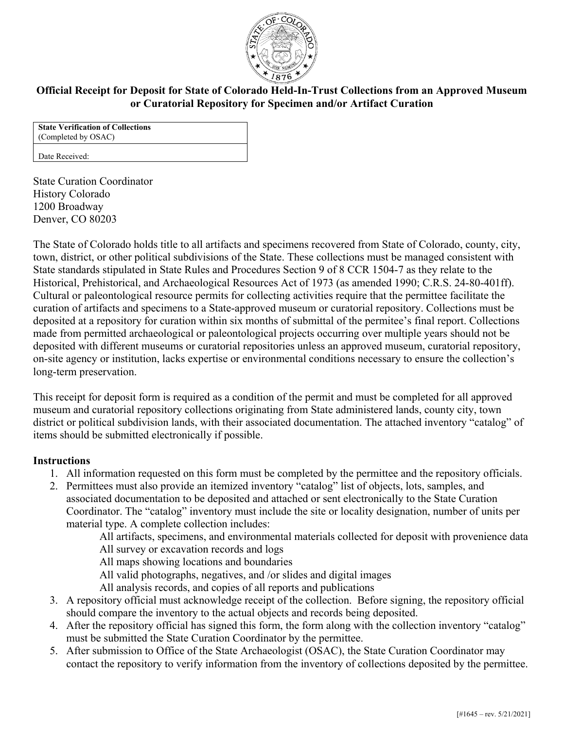# Official Receipt for Deposit for State of Colorado Held-In-Trust Collections from an Approved Museum or Curatorial Repository for Specimen and/or Artifact Curation

| **State Verification of Collections** (Completed by OSAC) |
|---|
| Date Received: |

State Curation Coordinator
History Colorado
1200 Broadway
Denver, CO 80203

The State of Colorado holds title to all artifacts and specimens recovered from State of Colorado, county, city, town, district, or other political subdivisions of the State. These collections must be managed consistent with State standards stipulated in State Rules and Procedures Section 9 of 8 CCR 1504-7 as they relate to the Historical, Prehistorical, and Archaeological Resources Act of 1973 (as amended 1990; C.R.S. 24-80-401ff). Cultural or paleontological resource permits for collecting activities require that the permittee facilitate the curation of artifacts and specimens to a State-approved museum or curatorial repository. Collections must be deposited at a repository for curation within six months of submittal of the permitee's final report. Collections made from permitted archaeological or paleontological projects occurring over multiple years should not be deposited with different museums or curatorial repositories unless an approved museum, curatorial repository, on-site agency or institution, lacks expertise or environmental conditions necessary to ensure the collection's long-term preservation.

This receipt for deposit form is required as a condition of the permit and must be completed for all approved museum and curatorial repository collections originating from State administered lands, county city, town district or political subdivision lands, with their associated documentation. The attached inventory "catalog" of items should be submitted electronically if possible.

## Instructions

1. All information requested on this form must be completed by the permittee and the repository officials.
2. Permittees must also provide an itemized inventory "catalog" list of objects, lots, samples, and associated documentation to be deposited and attached or sent electronically to the State Curation Coordinator. The "catalog" inventory must include the site or locality designation, number of units per material type. A complete collection includes:
   - All artifacts, specimens, and environmental materials collected for deposit with provenience data
   - All survey or excavation records and logs
   - All maps showing locations and boundaries
   - All valid photographs, negatives, and /or slides and digital images
   - All analysis records, and copies of all reports and publications
3. A repository official must acknowledge receipt of the collection. Before signing, the repository official should compare the inventory to the actual objects and records being deposited.
4. After the repository official has signed this form, the form along with the collection inventory "catalog" must be submitted the State Curation Coordinator by the permittee.
5. After submission to Office of the State Archaeologist (OSAC), the State Curation Coordinator may contact the repository to verify information from the inventory of collections deposited by the permittee.

[#1645 – rev. 5/21/2021]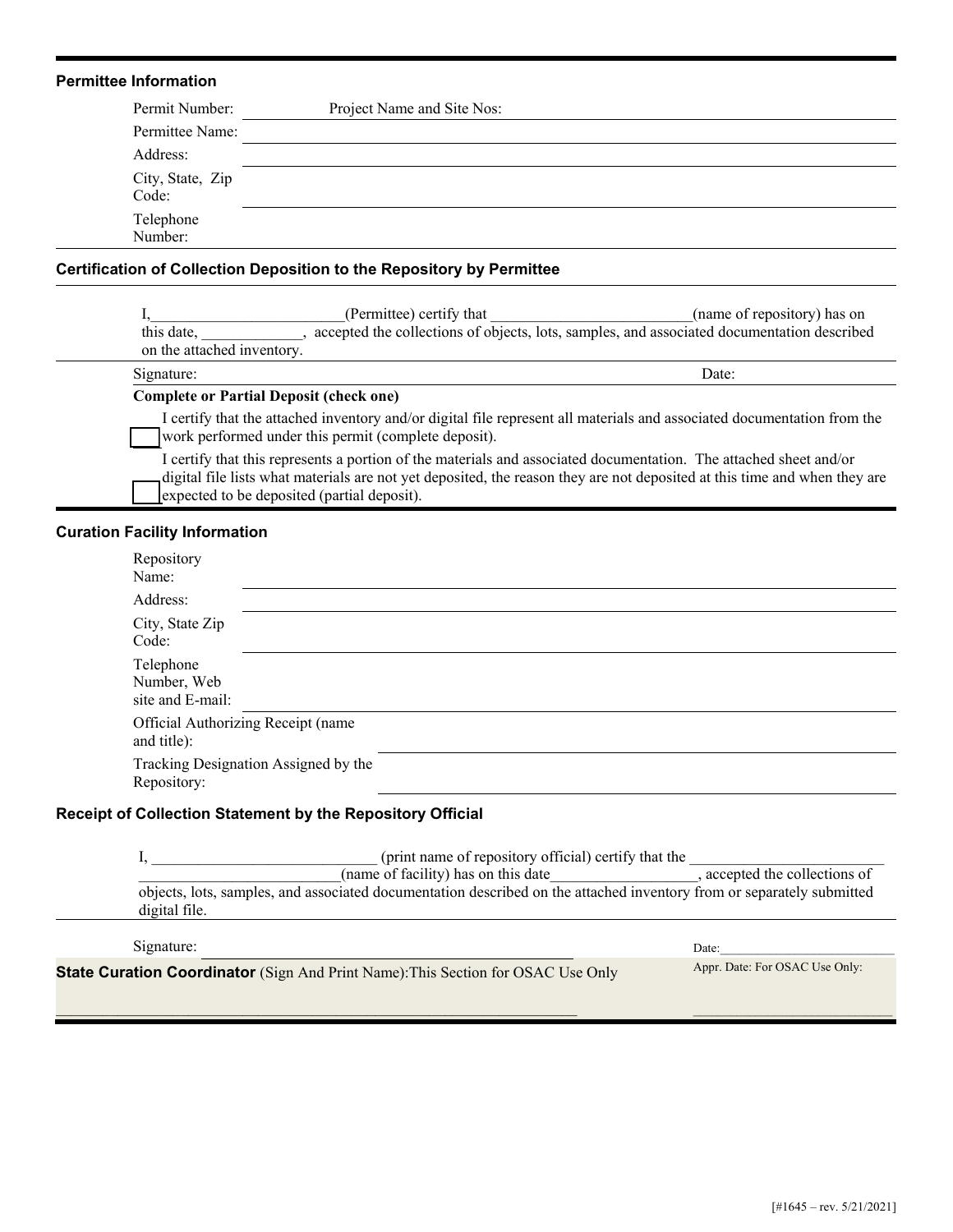### Permittee Information

Permit Number: ________ Project Name and Site Nos: ________________________________

Permittee Name: ________________________________

Address: ________________________________

City, State, Zip Code: ________________________________

Telephone Number: ________________________________

### Certification of Collection Deposition to the Repository by Permittee

I,________________________(Permittee) certify that _________________________(name of repository) has on this date, _____________, accepted the collections of objects, lots, samples, and associated documentation described on the attached inventory.

Signature: ________________________________ Date: ____________

**Complete or Partial Deposit (check one)**

☐ I certify that the attached inventory and/or digital file represent all materials and associated documentation from the work performed under this permit (complete deposit).

☐ I certify that this represents a portion of the materials and associated documentation. The attached sheet and/or digital file lists what materials are not yet deposited, the reason they are not deposited at this time and when they are expected to be deposited (partial deposit).

### Curation Facility Information

Repository Name: ________________________________

Address: ________________________________

City, State Zip Code: ________________________________

Telephone Number, Web site and E-mail: ________________________________

Official Authorizing Receipt (name and title): ________________________________

Tracking Designation Assigned by the Repository: ________________________________

### Receipt of Collection Statement by the Repository Official

I, ____________________________ (print name of repository official) certify that the ________________________ __________________________(name of facility) has on this date__________________, accepted the collections of objects, lots, samples, and associated documentation described on the attached inventory from or separately submitted digital file.

Signature: ________________________________ Date:__________________________

**State Curation Coordinator** (Sign And Print Name):This Section for OSAC Use Only

________________________________

Appr. Date: For OSAC Use Only: ____________________________

[#1645 – rev. 5/21/2021]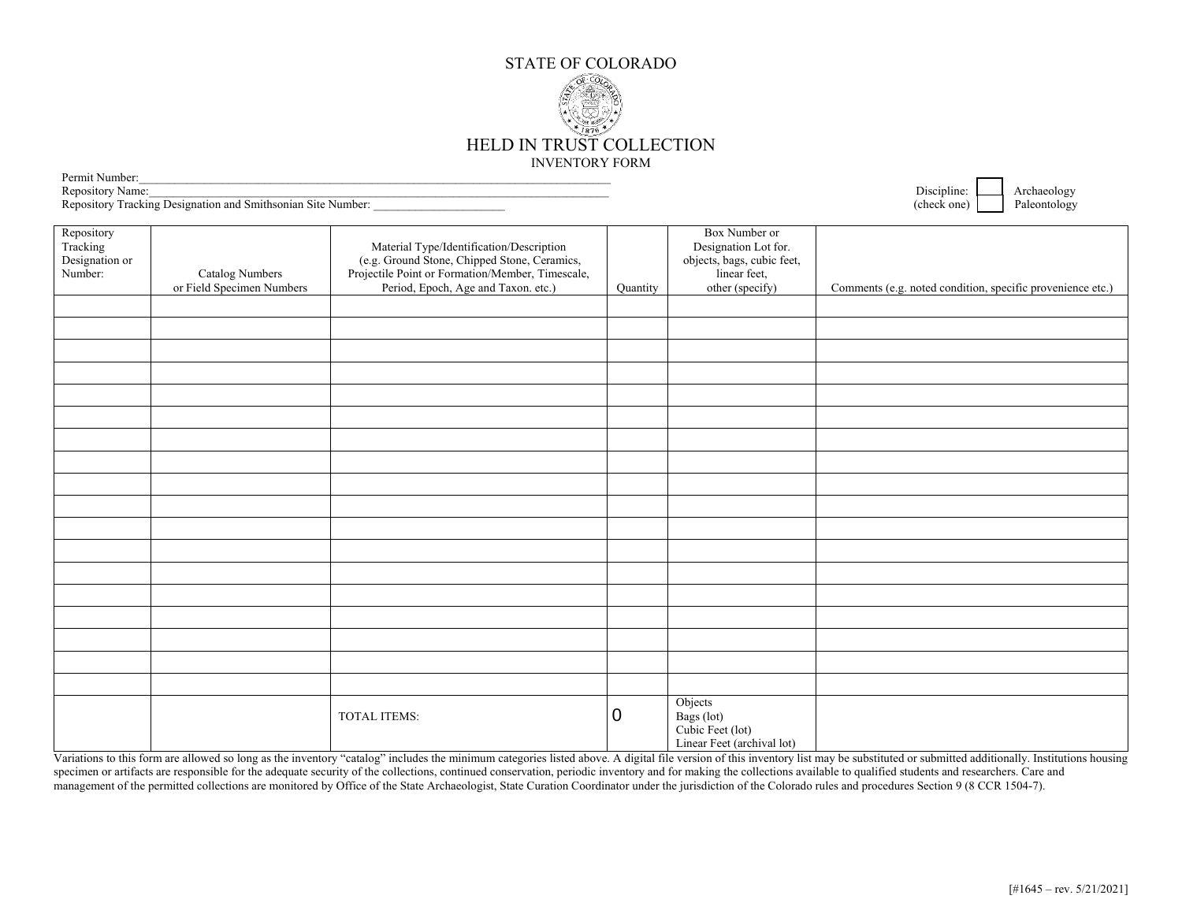# STATE OF COLORADO

# HELD IN TRUST COLLECTION

## INVENTORY FORM

Permit Number:\_\_\_\_\_\_\_\_\_\_\_\_\_\_\_\_\_\_\_\_\_\_\_\_\_\_\_\_\_\_\_\_\_\_\_\_\_\_\_\_\_\_\_\_\_\_\_\_\_\_\_\_\_\_\_\_\_\_\_\_\_\_\_\_\_\_\_\_\_\_\_\_\_\_\_\_\_\_\_\_\_\_\_\_\_\_
Repository Name:\_\_\_\_\_\_\_\_\_\_\_\_\_\_\_\_\_\_\_\_\_\_\_\_\_\_\_\_\_\_\_\_\_\_\_\_\_\_\_\_\_\_\_\_\_\_\_\_\_\_\_\_\_\_\_\_\_\_\_\_\_\_\_\_\_\_\_\_\_\_\_\_\_\_\_\_\_\_\_\_\_\_\_\_\_
Repository Tracking Designation and Smithsonian Site Number: \_\_\_\_\_\_\_\_\_\_\_\_\_\_\_\_\_\_\_\_\_\_

Discipline: (check one)
☐ Archaeology
☐ Paleontology

| Repository Tracking Designation or Number: | Catalog Numbers or Field Specimen Numbers | Material Type/Identification/Description (e.g. Ground Stone, Chipped Stone, Ceramics, Projectile Point or Formation/Member, Timescale, Period, Epoch, Age and Taxon. etc.) | Quantity | Box Number or Designation Lot for. objects, bags, cubic feet, linear feet, other (specify) | Comments (e.g. noted condition, specific provenience etc.) |
|---|---|---|---|---|---|
| | | | | | |
| | | | | | |
| | | | | | |
| | | | | | |
| | | | | | |
| | | | | | |
| | | | | | |
| | | | | | |
| | | | | | |
| | | | | | |
| | | | | | |
| | | | | | |
| | | | | | |
| | | | | | |
| | | | | | |
| | | | | | |
| | | | | | |
| | | | | | |
| | | TOTAL ITEMS: | 0 | Objects<br>Bags (lot)<br>Cubic Feet (lot)<br>Linear Feet (archival lot) | |

Variations to this form are allowed so long as the inventory "catalog" includes the minimum categories listed above. A digital file version of this inventory list may be substituted or submitted additionally. Institutions housing specimen or artifacts are responsible for the adequate security of the collections, continued conservation, periodic inventory and for making the collections available to qualified students and researchers. Care and management of the permitted collections are monitored by Office of the State Archaeologist, State Curation Coordinator under the jurisdiction of the Colorado rules and procedures Section 9 (8 CCR 1504-7).

[#1645 – rev. 5/21/2021]